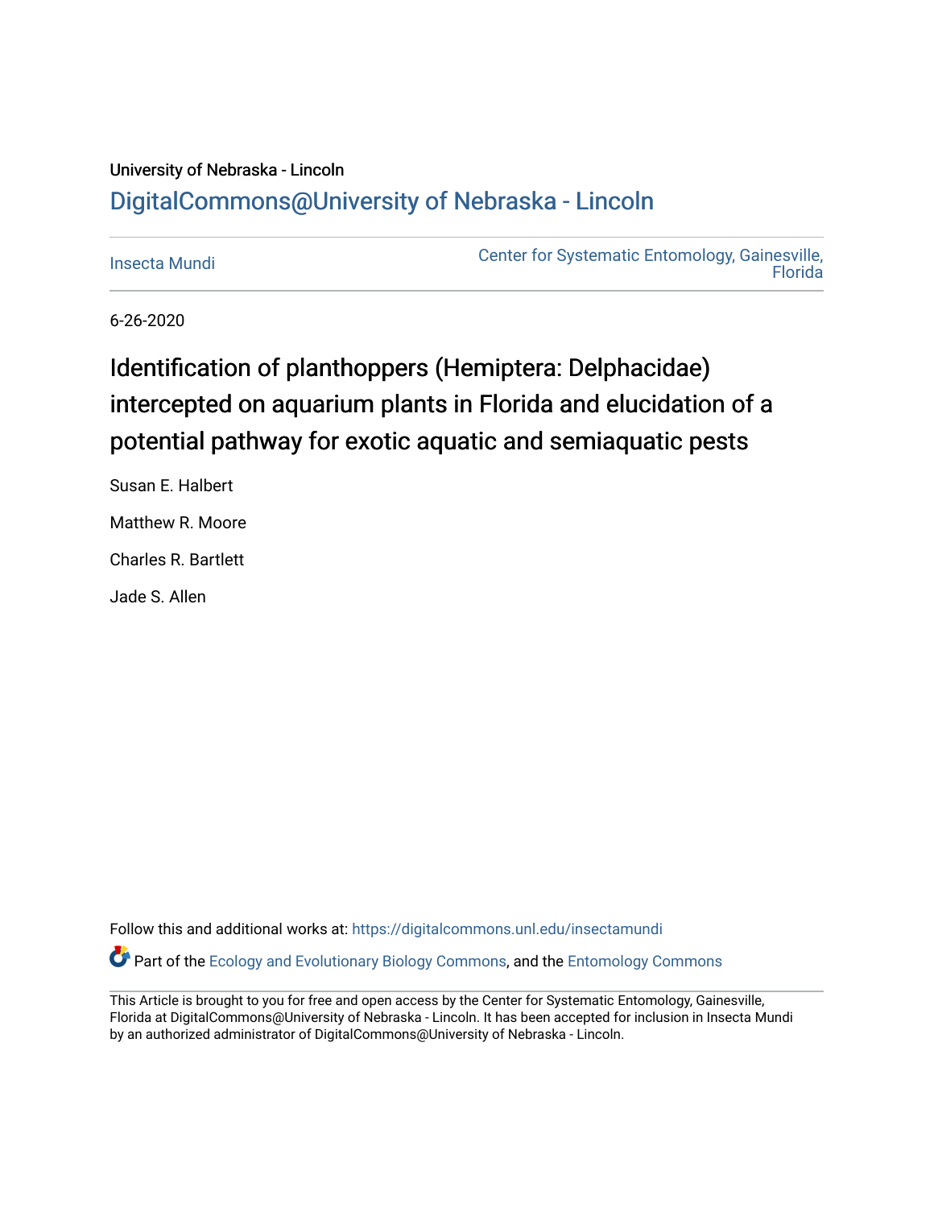University of Nebraska - Lincoln

## DigitalCommons@University of Nebraska - Lincoln

Insecta Mundi

Center for Systematic Entomology, Gainesville, Florida

6-26-2020

# Identification of planthoppers (Hemiptera: Delphacidae) intercepted on aquarium plants in Florida and elucidation of a potential pathway for exotic aquatic and semiaquatic pests

Susan E. Halbert

Matthew R. Moore

Charles R. Bartlett

Jade S. Allen

Follow this and additional works at: https://digitalcommons.unl.edu/insectamundi

Part of the Ecology and Evolutionary Biology Commons, and the Entomology Commons

This Article is brought to you for free and open access by the Center for Systematic Entomology, Gainesville, Florida at DigitalCommons@University of Nebraska - Lincoln. It has been accepted for inclusion in Insecta Mundi by an authorized administrator of DigitalCommons@University of Nebraska - Lincoln.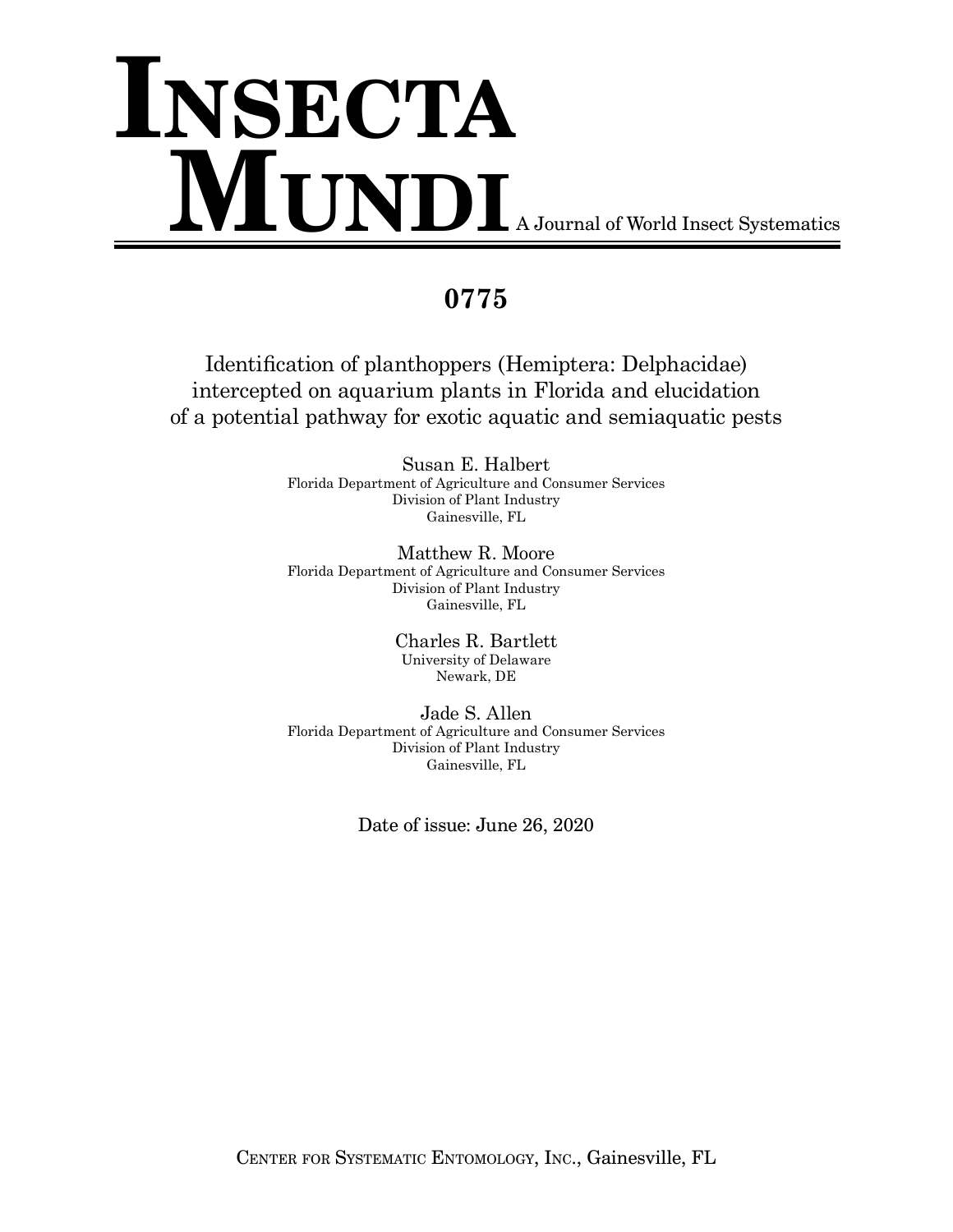# INSECTA MUNDI A Journal of World Insect Systematics

## 0775

Identification of planthoppers (Hemiptera: Delphacidae) intercepted on aquarium plants in Florida and elucidation of a potential pathway for exotic aquatic and semiaquatic pests

Susan E. Halbert
Florida Department of Agriculture and Consumer Services
Division of Plant Industry
Gainesville, FL

Matthew R. Moore
Florida Department of Agriculture and Consumer Services
Division of Plant Industry
Gainesville, FL

Charles R. Bartlett
University of Delaware
Newark, DE

Jade S. Allen
Florida Department of Agriculture and Consumer Services
Division of Plant Industry
Gainesville, FL

Date of issue: June 26, 2020

CENTER FOR SYSTEMATIC ENTOMOLOGY, INC., Gainesville, FL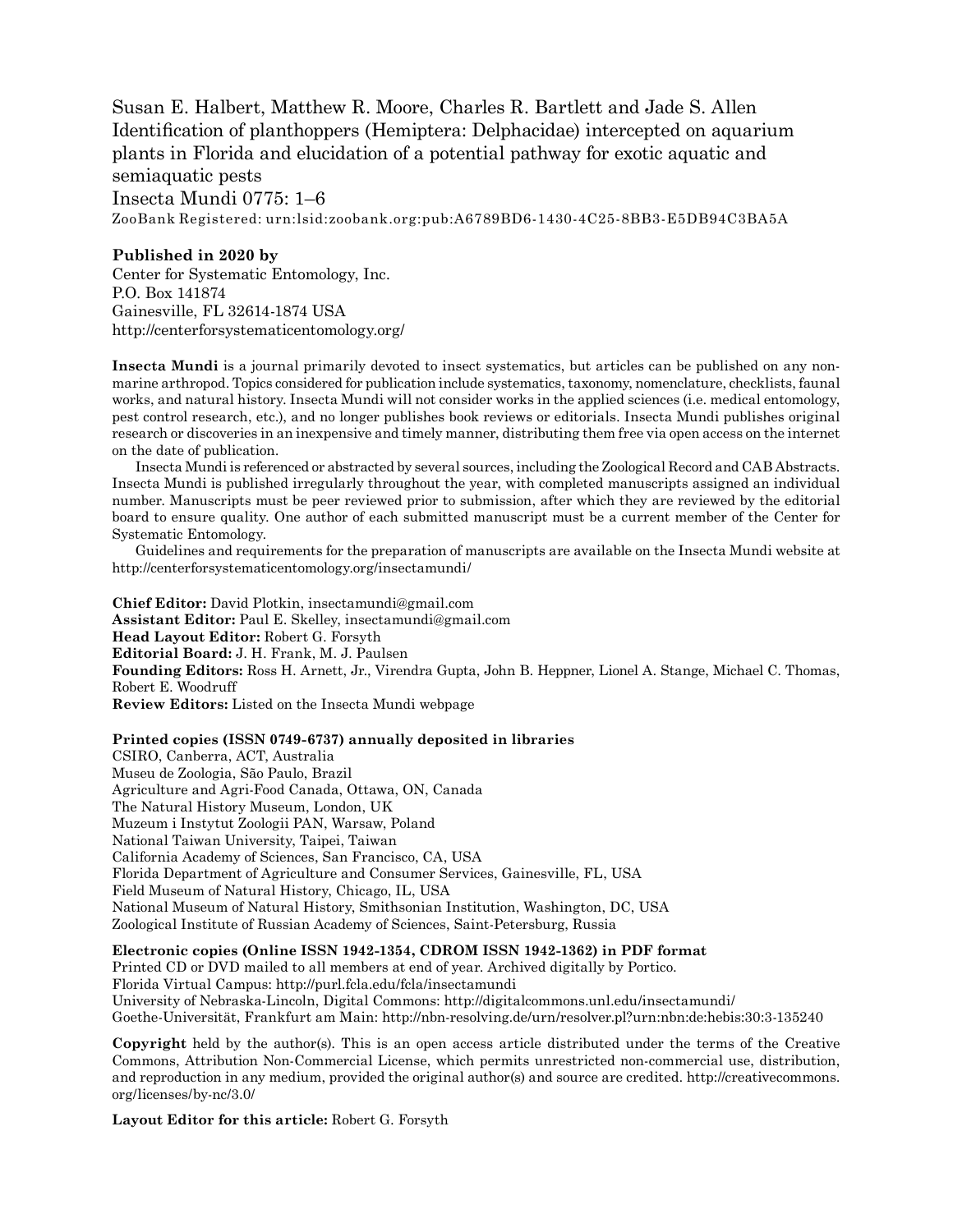Susan E. Halbert, Matthew R. Moore, Charles R. Bartlett and Jade S. Allen
Identification of planthoppers (Hemiptera: Delphacidae) intercepted on aquarium plants in Florida and elucidation of a potential pathway for exotic aquatic and semiaquatic pests
Insecta Mundi 0775: 1–6
ZooBank Registered: urn:lsid:zoobank.org:pub:A6789BD6-1430-4C25-8BB3-E5DB94C3BA5A

**Published in 2020 by**
Center for Systematic Entomology, Inc.
P.O. Box 141874
Gainesville, FL 32614-1874 USA
http://centerforsystematicentomology.org/

**Insecta Mundi** is a journal primarily devoted to insect systematics, but articles can be published on any non-marine arthropod. Topics considered for publication include systematics, taxonomy, nomenclature, checklists, faunal works, and natural history. Insecta Mundi will not consider works in the applied sciences (i.e. medical entomology, pest control research, etc.), and no longer publishes book reviews or editorials. Insecta Mundi publishes original research or discoveries in an inexpensive and timely manner, distributing them free via open access on the internet on the date of publication.

Insecta Mundi is referenced or abstracted by several sources, including the Zoological Record and CAB Abstracts. Insecta Mundi is published irregularly throughout the year, with completed manuscripts assigned an individual number. Manuscripts must be peer reviewed prior to submission, after which they are reviewed by the editorial board to ensure quality. One author of each submitted manuscript must be a current member of the Center for Systematic Entomology.

Guidelines and requirements for the preparation of manuscripts are available on the Insecta Mundi website at http://centerforsystematicentomology.org/insectamundi/

**Chief Editor:** David Plotkin, insectamundi@gmail.com
**Assistant Editor:** Paul E. Skelley, insectamundi@gmail.com
**Head Layout Editor:** Robert G. Forsyth
**Editorial Board:** J. H. Frank, M. J. Paulsen
**Founding Editors:** Ross H. Arnett, Jr., Virendra Gupta, John B. Heppner, Lionel A. Stange, Michael C. Thomas, Robert E. Woodruff
**Review Editors:** Listed on the Insecta Mundi webpage

**Printed copies (ISSN 0749-6737) annually deposited in libraries**
CSIRO, Canberra, ACT, Australia
Museu de Zoologia, São Paulo, Brazil
Agriculture and Agri-Food Canada, Ottawa, ON, Canada
The Natural History Museum, London, UK
Muzeum i Instytut Zoologii PAN, Warsaw, Poland
National Taiwan University, Taipei, Taiwan
California Academy of Sciences, San Francisco, CA, USA
Florida Department of Agriculture and Consumer Services, Gainesville, FL, USA
Field Museum of Natural History, Chicago, IL, USA
National Museum of Natural History, Smithsonian Institution, Washington, DC, USA
Zoological Institute of Russian Academy of Sciences, Saint-Petersburg, Russia

**Electronic copies (Online ISSN 1942-1354, CDROM ISSN 1942-1362) in PDF format**
Printed CD or DVD mailed to all members at end of year. Archived digitally by Portico.
Florida Virtual Campus: http://purl.fcla.edu/fcla/insectamundi
University of Nebraska-Lincoln, Digital Commons: http://digitalcommons.unl.edu/insectamundi/
Goethe-Universität, Frankfurt am Main: http://nbn-resolving.de/urn/resolver.pl?urn:nbn:de:hebis:30:3-135240

**Copyright** held by the author(s). This is an open access article distributed under the terms of the Creative Commons, Attribution Non-Commercial License, which permits unrestricted non-commercial use, distribution, and reproduction in any medium, provided the original author(s) and source are credited. http://creativecommons.org/licenses/by-nc/3.0/

**Layout Editor for this article:** Robert G. Forsyth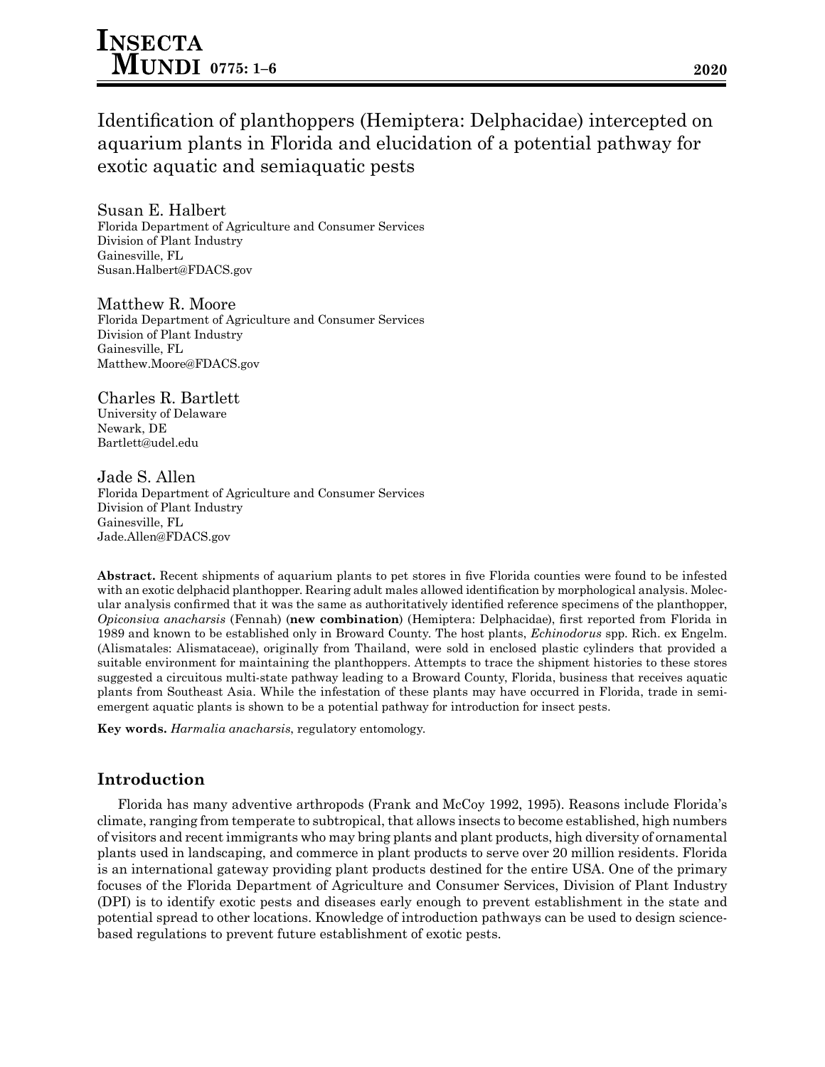# Identification of planthoppers (Hemiptera: Delphacidae) intercepted on aquarium plants in Florida and elucidation of a potential pathway for exotic aquatic and semiaquatic pests

Susan E. Halbert
Florida Department of Agriculture and Consumer Services
Division of Plant Industry
Gainesville, FL
Susan.Halbert@FDACS.gov

Matthew R. Moore
Florida Department of Agriculture and Consumer Services
Division of Plant Industry
Gainesville, FL
Matthew.Moore@FDACS.gov

Charles R. Bartlett
University of Delaware
Newark, DE
Bartlett@udel.edu

Jade S. Allen
Florida Department of Agriculture and Consumer Services
Division of Plant Industry
Gainesville, FL
Jade.Allen@FDACS.gov

**Abstract.** Recent shipments of aquarium plants to pet stores in five Florida counties were found to be infested with an exotic delphacid planthopper. Rearing adult males allowed identification by morphological analysis. Molecular analysis confirmed that it was the same as authoritatively identified reference specimens of the planthopper, *Opiconsiva anacharsis* (Fennah) (**new combination**) (Hemiptera: Delphacidae), first reported from Florida in 1989 and known to be established only in Broward County. The host plants, *Echinodorus* spp. Rich. ex Engelm. (Alismatales: Alismataceae), originally from Thailand, were sold in enclosed plastic cylinders that provided a suitable environment for maintaining the planthoppers. Attempts to trace the shipment histories to these stores suggested a circuitous multi-state pathway leading to a Broward County, Florida, business that receives aquatic plants from Southeast Asia. While the infestation of these plants may have occurred in Florida, trade in semi-emergent aquatic plants is shown to be a potential pathway for introduction for insect pests.

**Key words.** *Harmalia anacharsis*, regulatory entomology.

## Introduction

Florida has many adventive arthropods (Frank and McCoy 1992, 1995). Reasons include Florida's climate, ranging from temperate to subtropical, that allows insects to become established, high numbers of visitors and recent immigrants who may bring plants and plant products, high diversity of ornamental plants used in landscaping, and commerce in plant products to serve over 20 million residents. Florida is an international gateway providing plant products destined for the entire USA. One of the primary focuses of the Florida Department of Agriculture and Consumer Services, Division of Plant Industry (DPI) is to identify exotic pests and diseases early enough to prevent establishment in the state and potential spread to other locations. Knowledge of introduction pathways can be used to design science-based regulations to prevent future establishment of exotic pests.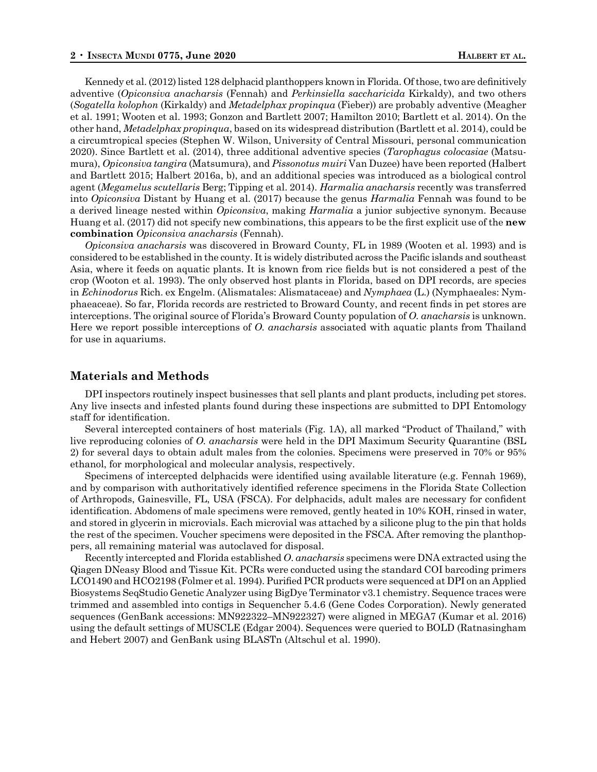Kennedy et al. (2012) listed 128 delphacid planthoppers known in Florida. Of those, two are definitively adventive (*Opiconsiva anacharsis* (Fennah) and *Perkinsiella saccharicida* Kirkaldy), and two others (*Sogatella kolophon* (Kirkaldy) and *Metadelphax propinqua* (Fieber)) are probably adventive (Meagher et al. 1991; Wooten et al. 1993; Gonzon and Bartlett 2007; Hamilton 2010; Bartlett et al. 2014). On the other hand, *Metadelphax propinqua*, based on its widespread distribution (Bartlett et al. 2014), could be a circumtropical species (Stephen W. Wilson, University of Central Missouri, personal communication 2020). Since Bartlett et al. (2014), three additional adventive species (*Tarophagus colocasiae* (Matsumura), *Opiconsiva tangira* (Matsumura), and *Pissonotus muiri* Van Duzee) have been reported (Halbert and Bartlett 2015; Halbert 2016a, b), and an additional species was introduced as a biological control agent (*Megamelus scutellaris* Berg; Tipping et al. 2014). *Harmalia anacharsis* recently was transferred into *Opiconsiva* Distant by Huang et al. (2017) because the genus *Harmalia* Fennah was found to be a derived lineage nested within *Opiconsiva*, making *Harmalia* a junior subjective synonym. Because Huang et al. (2017) did not specify new combinations, this appears to be the first explicit use of the **new combination** *Opiconsiva anacharsis* (Fennah).

*Opiconsiva anacharsis* was discovered in Broward County, FL in 1989 (Wooten et al. 1993) and is considered to be established in the county. It is widely distributed across the Pacific islands and southeast Asia, where it feeds on aquatic plants. It is known from rice fields but is not considered a pest of the crop (Wooton et al. 1993). The only observed host plants in Florida, based on DPI records, are species in *Echinodorus* Rich. ex Engelm. (Alismatales: Alismataceae) and *Nymphaea* (L.) (Nymphaeales: Nymphaeaceae). So far, Florida records are restricted to Broward County, and recent finds in pet stores are interceptions. The original source of Florida's Broward County population of *O. anacharsis* is unknown. Here we report possible interceptions of *O. anacharsis* associated with aquatic plants from Thailand for use in aquariums.

## Materials and Methods

DPI inspectors routinely inspect businesses that sell plants and plant products, including pet stores. Any live insects and infested plants found during these inspections are submitted to DPI Entomology staff for identification.

Several intercepted containers of host materials (Fig. 1A), all marked "Product of Thailand," with live reproducing colonies of *O. anacharsis* were held in the DPI Maximum Security Quarantine (BSL 2) for several days to obtain adult males from the colonies. Specimens were preserved in 70% or 95% ethanol, for morphological and molecular analysis, respectively.

Specimens of intercepted delphacids were identified using available literature (e.g. Fennah 1969), and by comparison with authoritatively identified reference specimens in the Florida State Collection of Arthropods, Gainesville, FL, USA (FSCA). For delphacids, adult males are necessary for confident identification. Abdomens of male specimens were removed, gently heated in 10% KOH, rinsed in water, and stored in glycerin in microvials. Each microvial was attached by a silicone plug to the pin that holds the rest of the specimen. Voucher specimens were deposited in the FSCA. After removing the planthoppers, all remaining material was autoclaved for disposal.

Recently intercepted and Florida established *O. anacharsis* specimens were DNA extracted using the Qiagen DNeasy Blood and Tissue Kit. PCRs were conducted using the standard COI barcoding primers LCO1490 and HCO2198 (Folmer et al. 1994). Purified PCR products were sequenced at DPI on an Applied Biosystems SeqStudio Genetic Analyzer using BigDye Terminator v3.1 chemistry. Sequence traces were trimmed and assembled into contigs in Sequencher 5.4.6 (Gene Codes Corporation). Newly generated sequences (GenBank accessions: MN922322–MN922327) were aligned in MEGA7 (Kumar et al. 2016) using the default settings of MUSCLE (Edgar 2004). Sequences were queried to BOLD (Ratnasingham and Hebert 2007) and GenBank using BLASTn (Altschul et al. 1990).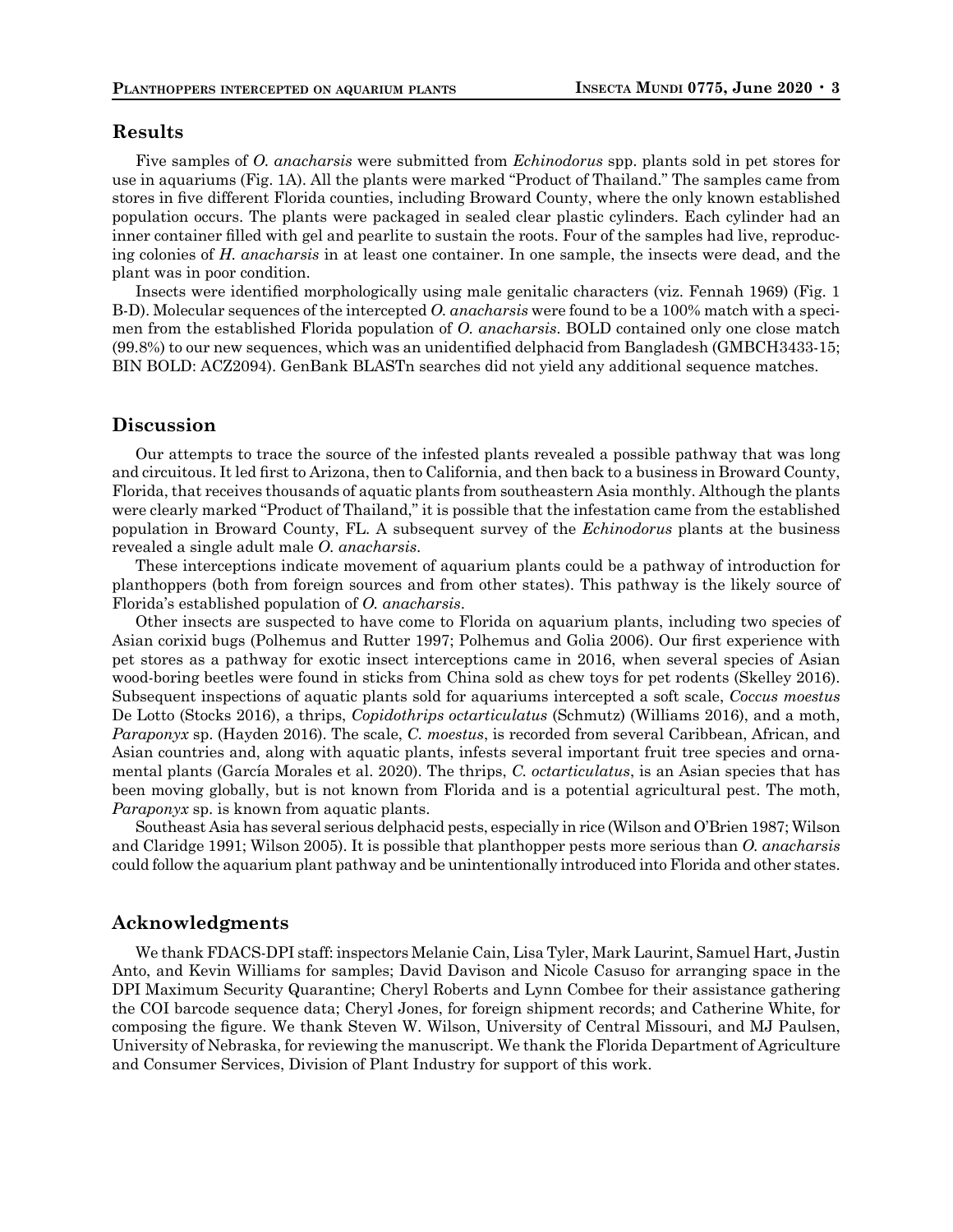## Results

Five samples of *O. anacharsis* were submitted from *Echinodorus* spp. plants sold in pet stores for use in aquariums (Fig. 1A). All the plants were marked "Product of Thailand." The samples came from stores in five different Florida counties, including Broward County, where the only known established population occurs. The plants were packaged in sealed clear plastic cylinders. Each cylinder had an inner container filled with gel and pearlite to sustain the roots. Four of the samples had live, reproducing colonies of *H. anacharsis* in at least one container. In one sample, the insects were dead, and the plant was in poor condition.

Insects were identified morphologically using male genitalic characters (viz. Fennah 1969) (Fig. 1 B-D). Molecular sequences of the intercepted *O. anacharsis* were found to be a 100% match with a specimen from the established Florida population of *O. anacharsis*. BOLD contained only one close match (99.8%) to our new sequences, which was an unidentified delphacid from Bangladesh (GMBCH3433-15; BIN BOLD: ACZ2094). GenBank BLASTn searches did not yield any additional sequence matches.

## Discussion

Our attempts to trace the source of the infested plants revealed a possible pathway that was long and circuitous. It led first to Arizona, then to California, and then back to a business in Broward County, Florida, that receives thousands of aquatic plants from southeastern Asia monthly. Although the plants were clearly marked "Product of Thailand," it is possible that the infestation came from the established population in Broward County, FL. A subsequent survey of the *Echinodorus* plants at the business revealed a single adult male *O. anacharsis*.

These interceptions indicate movement of aquarium plants could be a pathway of introduction for planthoppers (both from foreign sources and from other states). This pathway is the likely source of Florida's established population of *O. anacharsis*.

Other insects are suspected to have come to Florida on aquarium plants, including two species of Asian corixid bugs (Polhemus and Rutter 1997; Polhemus and Golia 2006). Our first experience with pet stores as a pathway for exotic insect interceptions came in 2016, when several species of Asian wood-boring beetles were found in sticks from China sold as chew toys for pet rodents (Skelley 2016). Subsequent inspections of aquatic plants sold for aquariums intercepted a soft scale, *Coccus moestus* De Lotto (Stocks 2016), a thrips, *Copidothrips octarticulatus* (Schmutz) (Williams 2016), and a moth, *Paraponyx* sp. (Hayden 2016). The scale, *C. moestus*, is recorded from several Caribbean, African, and Asian countries and, along with aquatic plants, infests several important fruit tree species and ornamental plants (García Morales et al. 2020). The thrips, *C. octarticulatus*, is an Asian species that has been moving globally, but is not known from Florida and is a potential agricultural pest. The moth, *Paraponyx* sp. is known from aquatic plants.

Southeast Asia has several serious delphacid pests, especially in rice (Wilson and O'Brien 1987; Wilson and Claridge 1991; Wilson 2005). It is possible that planthopper pests more serious than *O. anacharsis* could follow the aquarium plant pathway and be unintentionally introduced into Florida and other states.

## Acknowledgments

We thank FDACS-DPI staff: inspectors Melanie Cain, Lisa Tyler, Mark Laurint, Samuel Hart, Justin Anto, and Kevin Williams for samples; David Davison and Nicole Casuso for arranging space in the DPI Maximum Security Quarantine; Cheryl Roberts and Lynn Combee for their assistance gathering the COI barcode sequence data; Cheryl Jones, for foreign shipment records; and Catherine White, for composing the figure. We thank Steven W. Wilson, University of Central Missouri, and MJ Paulsen, University of Nebraska, for reviewing the manuscript. We thank the Florida Department of Agriculture and Consumer Services, Division of Plant Industry for support of this work.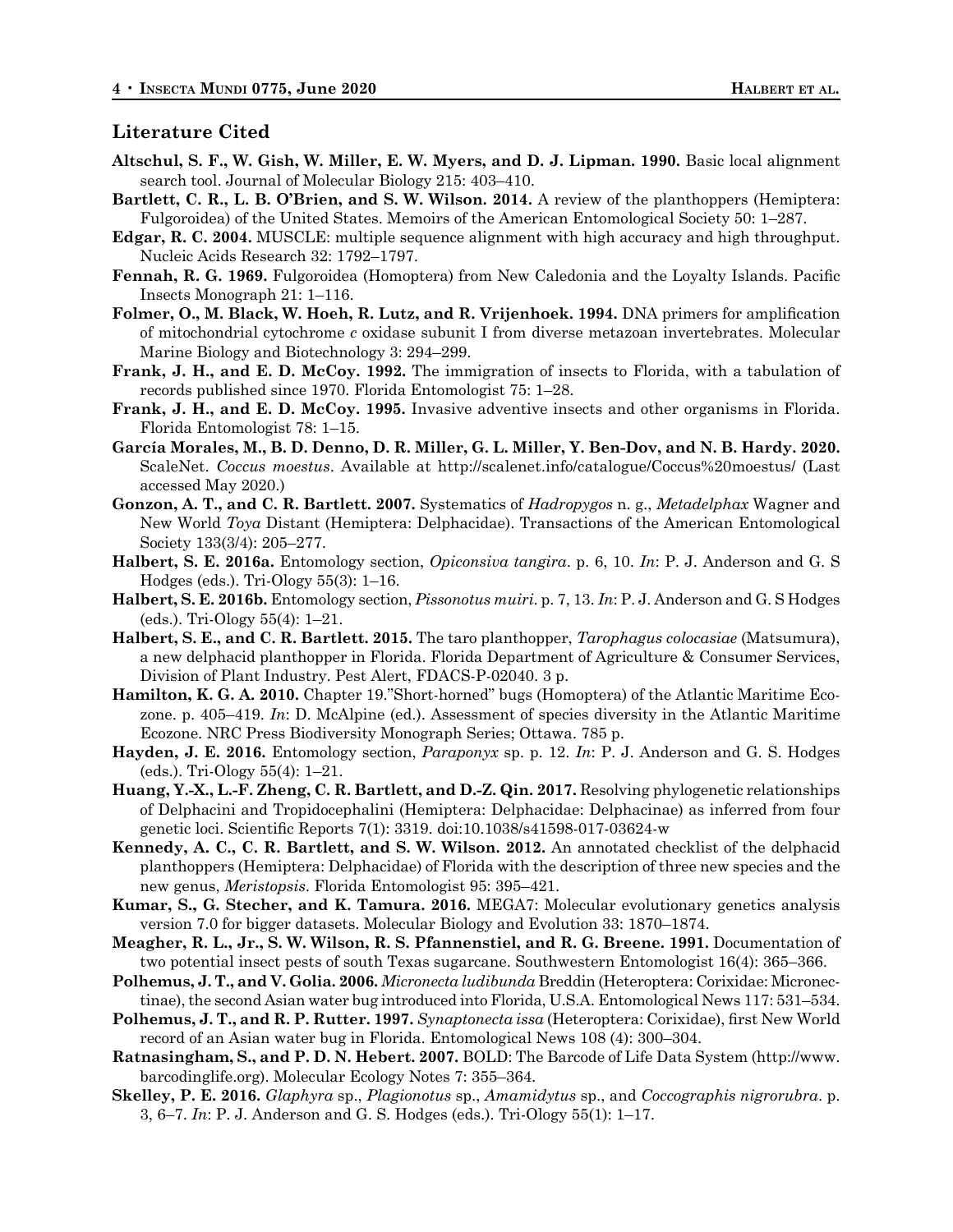## Literature Cited

**Altschul, S. F., W. Gish, W. Miller, E. W. Myers, and D. J. Lipman. 1990.** Basic local alignment search tool. Journal of Molecular Biology 215: 403–410.

**Bartlett, C. R., L. B. O'Brien, and S. W. Wilson. 2014.** A review of the planthoppers (Hemiptera: Fulgoroidea) of the United States. Memoirs of the American Entomological Society 50: 1–287.

**Edgar, R. C. 2004.** MUSCLE: multiple sequence alignment with high accuracy and high throughput. Nucleic Acids Research 32: 1792–1797.

**Fennah, R. G. 1969.** Fulgoroidea (Homoptera) from New Caledonia and the Loyalty Islands. Pacific Insects Monograph 21: 1–116.

**Folmer, O., M. Black, W. Hoeh, R. Lutz, and R. Vrijenhoek. 1994.** DNA primers for amplification of mitochondrial cytochrome *c* oxidase subunit I from diverse metazoan invertebrates. Molecular Marine Biology and Biotechnology 3: 294–299.

**Frank, J. H., and E. D. McCoy. 1992.** The immigration of insects to Florida, with a tabulation of records published since 1970. Florida Entomologist 75: 1–28.

**Frank, J. H., and E. D. McCoy. 1995.** Invasive adventive insects and other organisms in Florida. Florida Entomologist 78: 1–15.

**García Morales, M., B. D. Denno, D. R. Miller, G. L. Miller, Y. Ben-Dov, and N. B. Hardy. 2020.** ScaleNet. *Coccus moestus*. Available at http://scalenet.info/catalogue/Coccus%20moestus/ (Last accessed May 2020.)

**Gonzon, A. T., and C. R. Bartlett. 2007.** Systematics of *Hadropygos* n. g., *Metadelphax* Wagner and New World *Toya* Distant (Hemiptera: Delphacidae). Transactions of the American Entomological Society 133(3/4): 205–277.

**Halbert, S. E. 2016a.** Entomology section, *Opiconsiva tangira*. p. 6, 10. *In*: P. J. Anderson and G. S Hodges (eds.). Tri-Ology 55(3): 1–16.

**Halbert, S. E. 2016b.** Entomology section, *Pissonotus muiri*. p. 7, 13. *In*: P. J. Anderson and G. S Hodges (eds.). Tri-Ology 55(4): 1–21.

**Halbert, S. E., and C. R. Bartlett. 2015.** The taro planthopper, *Tarophagus colocasiae* (Matsumura), a new delphacid planthopper in Florida. Florida Department of Agriculture & Consumer Services, Division of Plant Industry. Pest Alert, FDACS-P-02040. 3 p.

**Hamilton, K. G. A. 2010.** Chapter 19."Short-horned" bugs (Homoptera) of the Atlantic Maritime Ecozone. p. 405–419. *In*: D. McAlpine (ed.). Assessment of species diversity in the Atlantic Maritime Ecozone. NRC Press Biodiversity Monograph Series; Ottawa. 785 p.

**Hayden, J. E. 2016.** Entomology section, *Paraponyx* sp. p. 12. *In*: P. J. Anderson and G. S. Hodges (eds.). Tri-Ology 55(4): 1–21.

**Huang, Y.-X., L.-F. Zheng, C. R. Bartlett, and D.-Z. Qin. 2017.** Resolving phylogenetic relationships of Delphacini and Tropidocephalini (Hemiptera: Delphacidae: Delphacinae) as inferred from four genetic loci. Scientific Reports 7(1): 3319. doi:10.1038/s41598-017-03624-w

**Kennedy, A. C., C. R. Bartlett, and S. W. Wilson. 2012.** An annotated checklist of the delphacid planthoppers (Hemiptera: Delphacidae) of Florida with the description of three new species and the new genus, *Meristopsis*. Florida Entomologist 95: 395–421.

**Kumar, S., G. Stecher, and K. Tamura. 2016.** MEGA7: Molecular evolutionary genetics analysis version 7.0 for bigger datasets. Molecular Biology and Evolution 33: 1870–1874.

**Meagher, R. L., Jr., S. W. Wilson, R. S. Pfannenstiel, and R. G. Breene. 1991.** Documentation of two potential insect pests of south Texas sugarcane. Southwestern Entomologist 16(4): 365–366.

**Polhemus, J. T., and V. Golia. 2006.** *Micronecta ludibunda* Breddin (Heteroptera: Corixidae: Micronectinae), the second Asian water bug introduced into Florida, U.S.A. Entomological News 117: 531–534.

**Polhemus, J. T., and R. P. Rutter. 1997.** *Synaptonecta issa* (Heteroptera: Corixidae), first New World record of an Asian water bug in Florida. Entomological News 108 (4): 300–304.

**Ratnasingham, S., and P. D. N. Hebert. 2007.** BOLD: The Barcode of Life Data System (http://www.barcodinglife.org). Molecular Ecology Notes 7: 355–364.

**Skelley, P. E. 2016.** *Glaphyra* sp., *Plagionotus* sp., *Amamidytus* sp., and *Coccographis nigrorubra*. p. 3, 6–7. *In*: P. J. Anderson and G. S. Hodges (eds.). Tri-Ology 55(1): 1–17.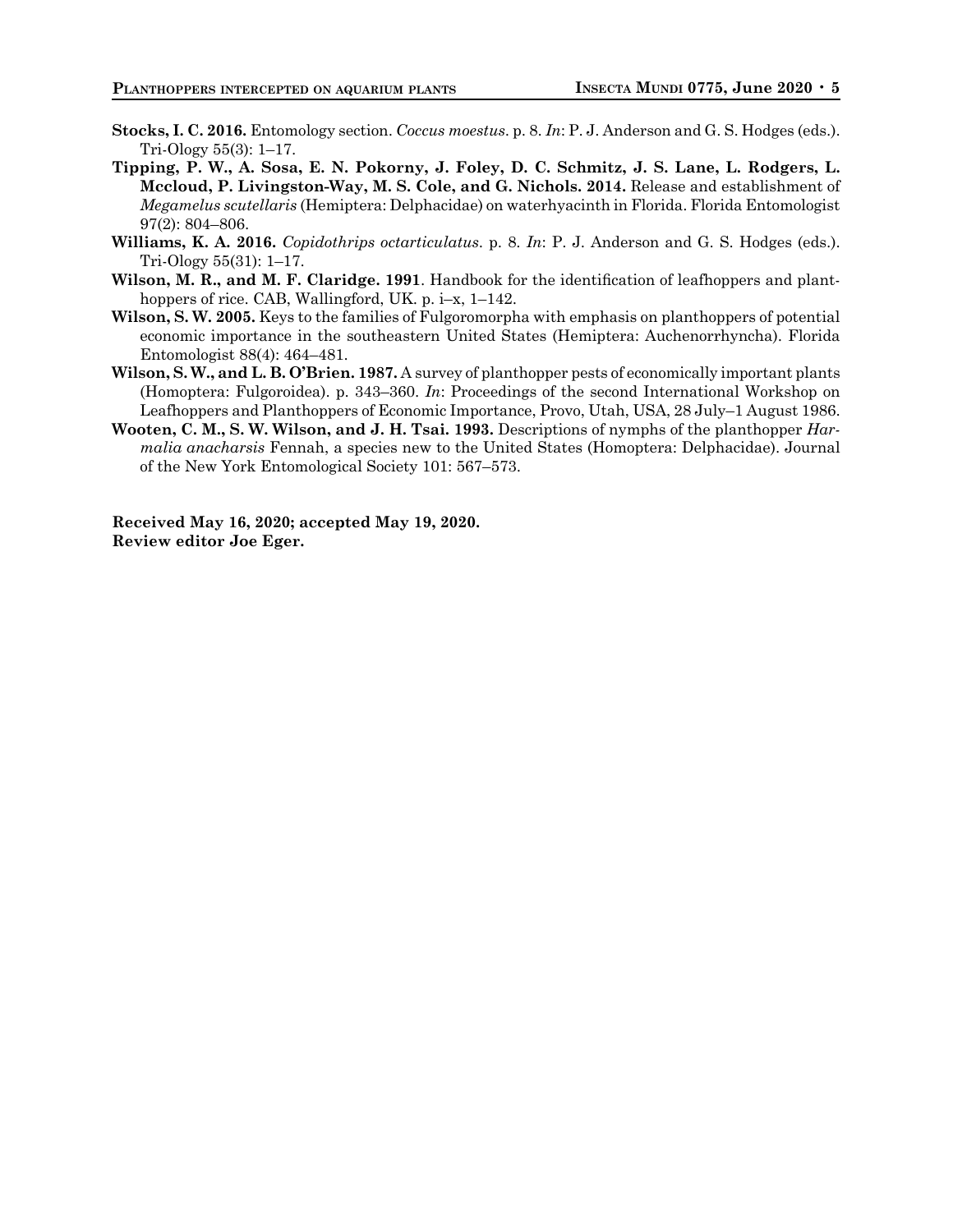**Stocks, I. C. 2016.** Entomology section. *Coccus moestus*. p. 8. *In*: P. J. Anderson and G. S. Hodges (eds.). Tri-Ology 55(3): 1–17.

**Tipping, P. W., A. Sosa, E. N. Pokorny, J. Foley, D. C. Schmitz, J. S. Lane, L. Rodgers, L. Mccloud, P. Livingston-Way, M. S. Cole, and G. Nichols. 2014.** Release and establishment of *Megamelus scutellaris* (Hemiptera: Delphacidae) on waterhyacinth in Florida. Florida Entomologist 97(2): 804–806.

**Williams, K. A. 2016.** *Copidothrips octarticulatus*. p. 8. *In*: P. J. Anderson and G. S. Hodges (eds.). Tri-Ology 55(31): 1–17.

**Wilson, M. R., and M. F. Claridge. 1991**. Handbook for the identification of leafhoppers and planthoppers of rice. CAB, Wallingford, UK. p. i–x, 1–142.

**Wilson, S. W. 2005.** Keys to the families of Fulgoromorpha with emphasis on planthoppers of potential economic importance in the southeastern United States (Hemiptera: Auchenorrhyncha). Florida Entomologist 88(4): 464–481.

**Wilson, S. W., and L. B. O'Brien. 1987.** A survey of planthopper pests of economically important plants (Homoptera: Fulgoroidea). p. 343–360. *In*: Proceedings of the second International Workshop on Leafhoppers and Planthoppers of Economic Importance, Provo, Utah, USA, 28 July–1 August 1986.

**Wooten, C. M., S. W. Wilson, and J. H. Tsai. 1993.** Descriptions of nymphs of the planthopper *Harmalia anacharsis* Fennah, a species new to the United States (Homoptera: Delphacidae). Journal of the New York Entomological Society 101: 567–573.

**Received May 16, 2020; accepted May 19, 2020.**
**Review editor Joe Eger.**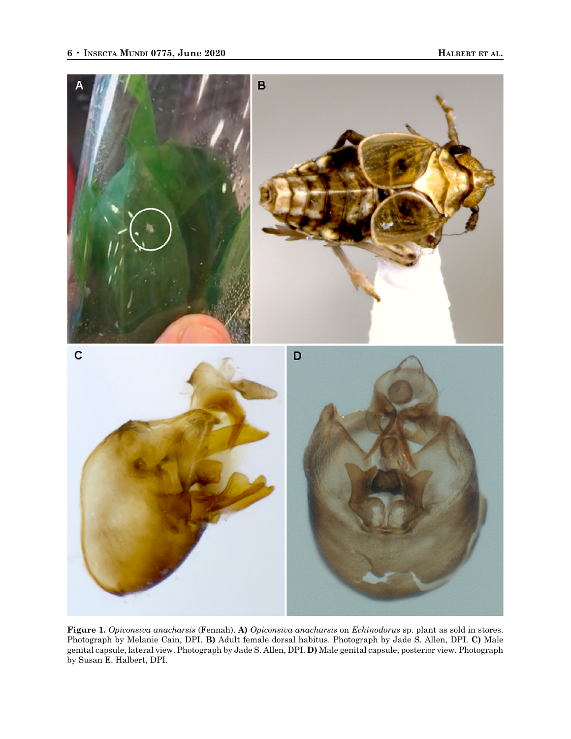**Figure 1.** *Opiconsiva anacharsis* (Fennah). **A)** *Opiconsiva anacharsis* on *Echinodorus* sp. plant as sold in stores. Photograph by Melanie Cain, DPI. **B)** Adult female dorsal habitus. Photograph by Jade S. Allen, DPI. **C)** Male genital capsule, lateral view. Photograph by Jade S. Allen, DPI. **D)** Male genital capsule, posterior view. Photograph by Susan E. Halbert, DPI.